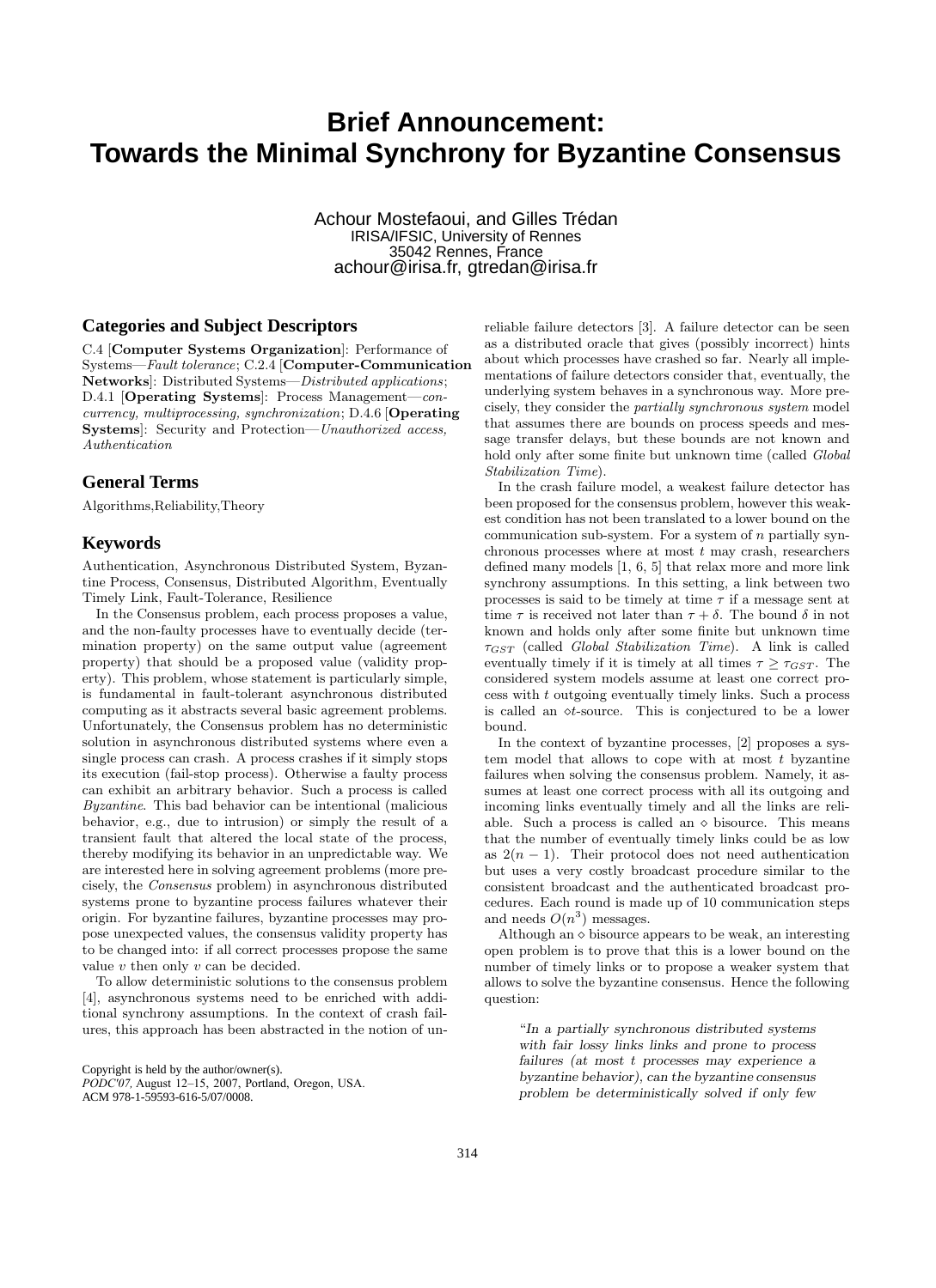# Brief Announcement: Towards the Minimal Synchrony for Byzantine Consensus

Achour Mostefaoui, and Gilles Trédan
IRISA/IFSIC, University of Rennes
35042 Rennes, France
achour@irisa.fr, gtredan@irisa.fr

## Categories and Subject Descriptors

C.4 [**Computer Systems Organization**]: Performance of Systems—*Fault tolerance*; C.2.4 [**Computer-Communication Networks**]: Distributed Systems—*Distributed applications*; D.4.1 [**Operating Systems**]: Process Management—*concurrency, multiprocessing, synchronization*; D.4.6 [**Operating Systems**]: Security and Protection—*Unauthorized access, Authentication*

## General Terms

Algorithms,Reliability,Theory

## Keywords

Authentication, Asynchronous Distributed System, Byzantine Process, Consensus, Distributed Algorithm, Eventually Timely Link, Fault-Tolerance, Resilience

In the Consensus problem, each process proposes a value, and the non-faulty processes have to eventually decide (termination property) on the same output value (agreement property) that should be a proposed value (validity property). This problem, whose statement is particularly simple, is fundamental in fault-tolerant asynchronous distributed computing as it abstracts several basic agreement problems. Unfortunately, the Consensus problem has no deterministic solution in asynchronous distributed systems where even a single process can crash. A process crashes if it simply stops its execution (fail-stop process). Otherwise a faulty process can exhibit an arbitrary behavior. Such a process is called *Byzantine*. This bad behavior can be intentional (malicious behavior, e.g., due to intrusion) or simply the result of a transient fault that altered the local state of the process, thereby modifying its behavior in an unpredictable way. We are interested here in solving agreement problems (more precisely, the *Consensus* problem) in asynchronous distributed systems prone to byzantine process failures whatever their origin. For byzantine failures, byzantine processes may propose unexpected values, the consensus validity property has to be changed into: if all correct processes propose the same value $v$ then only $v$ can be decided.

To allow deterministic solutions to the consensus problem [4], asynchronous systems need to be enriched with additional synchrony assumptions. In the context of crash failures, this approach has been abstracted in the notion of unreliable failure detectors [3]. A failure detector can be seen as a distributed oracle that gives (possibly incorrect) hints about which processes have crashed so far. Nearly all implementations of failure detectors consider that, eventually, the underlying system behaves in a synchronous way. More precisely, they consider the *partially synchronous system* model that assumes there are bounds on process speeds and message transfer delays, but these bounds are not known and hold only after some finite but unknown time (called *Global Stabilization Time*).

In the crash failure model, a weakest failure detector has been proposed for the consensus problem, however this weakest condition has not been translated to a lower bound on the communication sub-system. For a system of $n$ partially synchronous processes where at most $t$ may crash, researchers defined many models [1, 6, 5] that relax more and more link synchrony assumptions. In this setting, a link between two processes is said to be timely at time $\tau$ if a message sent at time $\tau$ is received not later than $\tau + \delta$. The bound $\delta$ in not known and holds only after some finite but unknown time $\tau_{GST}$ (called *Global Stabilization Time*). A link is called eventually timely if it is timely at all times $\tau \geq \tau_{GST}$. The considered system models assume at least one correct process with $t$ outgoing eventually timely links. Such a process is called an $\diamond t$-source. This is conjectured to be a lower bound.

In the context of byzantine processes, [2] proposes a system model that allows to cope with at most $t$ byzantine failures when solving the consensus problem. Namely, it assumes at least one correct process with all its outgoing and incoming links eventually timely and all the links are reliable. Such a process is called an $\diamond$ bisource. This means that the number of eventually timely links could be as low as $2(n-1)$. Their protocol does not need authentication but uses a very costly broadcast procedure similar to the consistent broadcast and the authenticated broadcast procedures. Each round is made up of 10 communication steps and needs $O(n^3)$ messages.

Although an $\diamond$ bisource appears to be weak, an interesting open problem is to prove that this is a lower bound on the number of timely links or to propose a weaker system that allows to solve the byzantine consensus. Hence the following question:

> "*In a partially synchronous distributed systems with fair lossy links links and prone to process failures (at most $t$ processes may experience a byzantine behavior), can the byzantine consensus problem be deterministically solved if only few*

Copyright is held by the author/owner(s).
*PODC'07,* August 12–15, 2007, Portland, Oregon, USA.
ACM 978-1-59593-616-5/07/0008.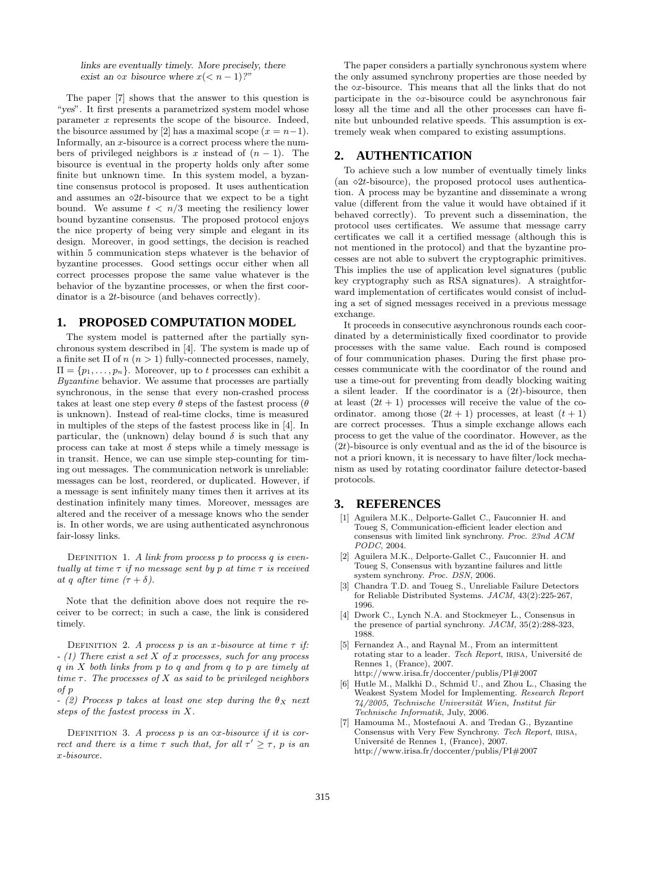*links are eventually timely. More precisely, there exist an $\diamond x$ bisource where $x(< n-1)$?"*

The paper [7] shows that the answer to this question is "*yes*". It first presents a parametrized system model whose parameter $x$ represents the scope of the bisource. Indeed, the bisource assumed by [2] has a maximal scope ($x = n-1$). Informally, an $x$-bisource is a correct process where the numbers of privileged neighbors is $x$ instead of $(n-1)$. The bisource is eventual in the property holds only after some finite but unknown time. In this system model, a byzantine consensus protocol is proposed. It uses authentication and assumes an $\diamond 2t$-bisource that we expect to be a tight bound. We assume $t < n/3$ meeting the resiliency lower bound byzantine consensus. The proposed protocol enjoys the nice property of being very simple and elegant in its design. Moreover, in good settings, the decision is reached within 5 communication steps whatever is the behavior of byzantine processes. Good settings occur either when all correct processes propose the same value whatever is the behavior of the byzantine processes, or when the first coordinator is a $2t$-bisource (and behaves correctly).

## 1. PROPOSED COMPUTATION MODEL

The system model is patterned after the partially synchronous system described in [4]. The system is made up of a finite set $\Pi$ of $n$ ($n > 1$) fully-connected processes, namely, $\Pi = \{p_1, \ldots, p_n\}$. Moreover, up to $t$ processes can exhibit a *Byzantine* behavior. We assume that processes are partially synchronous, in the sense that every non-crashed process takes at least one step every $\theta$ steps of the fastest process ($\theta$ is unknown). Instead of real-time clocks, time is measured in multiples of the steps of the fastest process like in [4]. In particular, the (unknown) delay bound $\delta$ is such that any process can take at most $\delta$ steps while a timely message is in transit. Hence, we can use simple step-counting for timing out messages. The communication network is unreliable: messages can be lost, reordered, or duplicated. However, if a message is sent infinitely many times then it arrives at its destination infinitely many times. Moreover, messages are altered and the receiver of a message knows who the sender is. In other words, we are using authenticated asynchronous fair-lossy links.

DEFINITION 1. *A link from process $p$ to process $q$ is eventually at time $\tau$ if no message sent by $p$ at time $\tau$ is received at $q$ after time $(\tau + \delta)$.*

Note that the definition above does not require the receiver to be correct; in such a case, the link is considered timely.

DEFINITION 2. *A process $p$ is an $x$-bisource at time $\tau$ if:*
*- (1) There exist a set $X$ of $x$ processes, such for any process $q$ in $X$ both links from $p$ to $q$ and from $q$ to $p$ are timely at time $\tau$. The processes of $X$ as said to be privileged neighbors of $p$*
*- (2) Process $p$ takes at least one step during the $\theta_X$ next steps of the fastest process in $X$.*

DEFINITION 3. *A process $p$ is an $\diamond x$-bisource if it is correct and there is a time $\tau$ such that, for all $\tau' \geq \tau$, $p$ is an $x$-bisource.*

The paper considers a partially synchronous system where the only assumed synchrony properties are those needed by the $\diamond x$-bisource. This means that all the links that do not participate in the $\diamond x$-bisource could be asynchronous fair lossy all the time and all the other processes can have finite but unbounded relative speeds. This assumption is extremely weak when compared to existing assumptions.

## 2. AUTHENTICATION

To achieve such a low number of eventually timely links (an $\diamond 2t$-bisource), the proposed protocol uses authentication. A process may be byzantine and disseminate a wrong value (different from the value it would have obtained if it behaved correctly). To prevent such a dissemination, the protocol uses certificates. We assume that message carry certificates we call it a certified message (although this is not mentioned in the protocol) and that the byzantine processes are not able to subvert the cryptographic primitives. This implies the use of application level signatures (public key cryptography such as RSA signatures). A straightforward implementation of certificates would consist of including a set of signed messages received in a previous message exchange.

It proceeds in consecutive asynchronous rounds each coordinated by a deterministically fixed coordinator to provide processes with the same value. Each round is composed of four communication phases. During the first phase processes communicate with the coordinator of the round and use a time-out for preventing from deadly blocking waiting a silent leader. If the coordinator is a $(2t)$-bisource, then at least $(2t+1)$ processes will receive the value of the coordinator. among those $(2t+1)$ processes, at least $(t+1)$ are correct processes. Thus a simple exchange allows each process to get the value of the coordinator. However, as the $(2t)$-bisource is only eventual and as the id of the bisource is not a priori known, it is necessary to have filter/lock mechanism as used by rotating coordinator failure detector-based protocols.

## 3. REFERENCES

[1] Aguilera M.K., Delporte-Gallet C., Fauconnier H. and Toueg S, Communication-efficient leader election and consensus with limited link synchrony. *Proc. 23nd ACM PODC*, 2004.

[2] Aguilera M.K., Delporte-Gallet C., Fauconnier H. and Toueg S, Consensus with byzantine failures and little system synchrony. *Proc. DSN*, 2006.

[3] Chandra T.D. and Toueg S., Unreliable Failure Detectors for Reliable Distributed Systems. *JACM*, 43(2):225-267, 1996.

[4] Dwork C., Lynch N.A. and Stockmeyer L., Consensus in the presence of partial synchrony. *JACM*, 35(2):288-323, 1988.

[5] Fernandez A., and Raynal M., From an intermittent rotating star to a leader. *Tech Report*, IRISA, Université de Rennes 1, (France), 2007. http://www.irisa.fr/doccenter/publis/PI#2007

[6] Hutle M., Malkhi D., Schmid U., and Zhou L., Chasing the Weakest System Model for Implementing. *Research Report 74/2005, Technische Universität Wien, Institut für Technische Informatik*, July, 2006.

[7] Hamouma M., Mostefaoui A. and Tredan G., Byzantine Consensus with Very Few Synchrony. *Tech Report*, IRISA, Université de Rennes 1, (France), 2007. http://www.irisa.fr/doccenter/publis/PI#2007